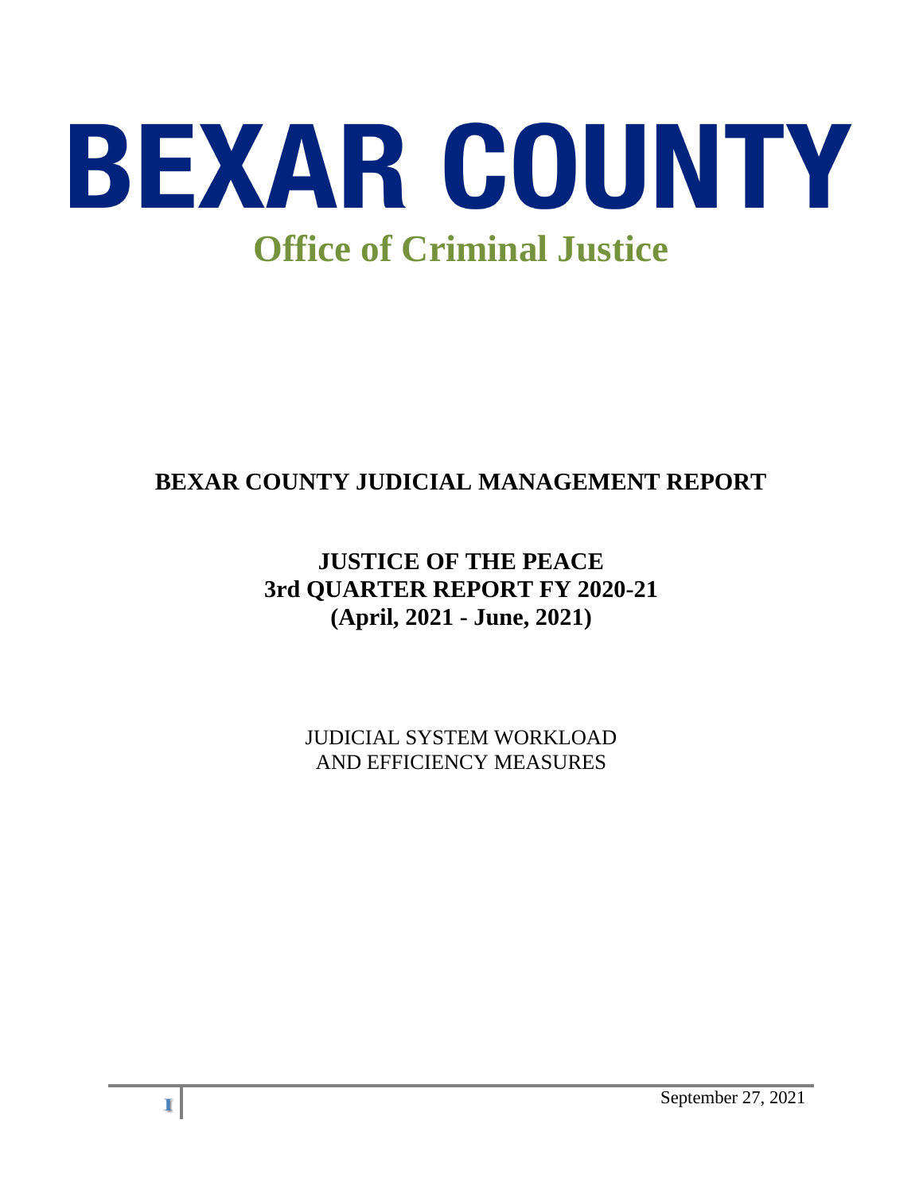# BEXAR COUNTY

## Office of Criminal Justice

## BEXAR COUNTY JUDICIAL MANAGEMENT REPORT

**JUSTICE OF THE PEACE**
**3rd QUARTER REPORT FY 2020-21**
**(April, 2021 - June, 2021)**

JUDICIAL SYSTEM WORKLOAD
AND EFFICIENCY MEASURES

September 27, 2021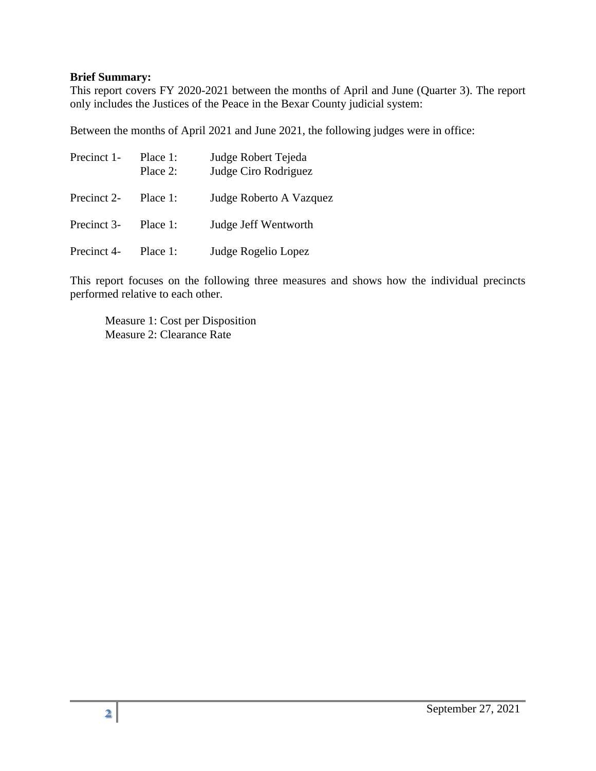**Brief Summary:**

This report covers FY 2020-2021 between the months of April and June (Quarter 3). The report only includes the Justices of the Peace in the Bexar County judicial system:

Between the months of April 2021 and June 2021, the following judges were in office:

| | | |
|---|---|---|
| Precinct 1- | Place 1: | Judge Robert Tejeda |
| | Place 2: | Judge Ciro Rodriguez |
| Precinct 2- | Place 1: | Judge Roberto A Vazquez |
| Precinct 3- | Place 1: | Judge Jeff Wentworth |
| Precinct 4- | Place 1: | Judge Rogelio Lopez |

This report focuses on the following three measures and shows how the individual precincts performed relative to each other.

Measure 1: Cost per Disposition
Measure 2: Clearance Rate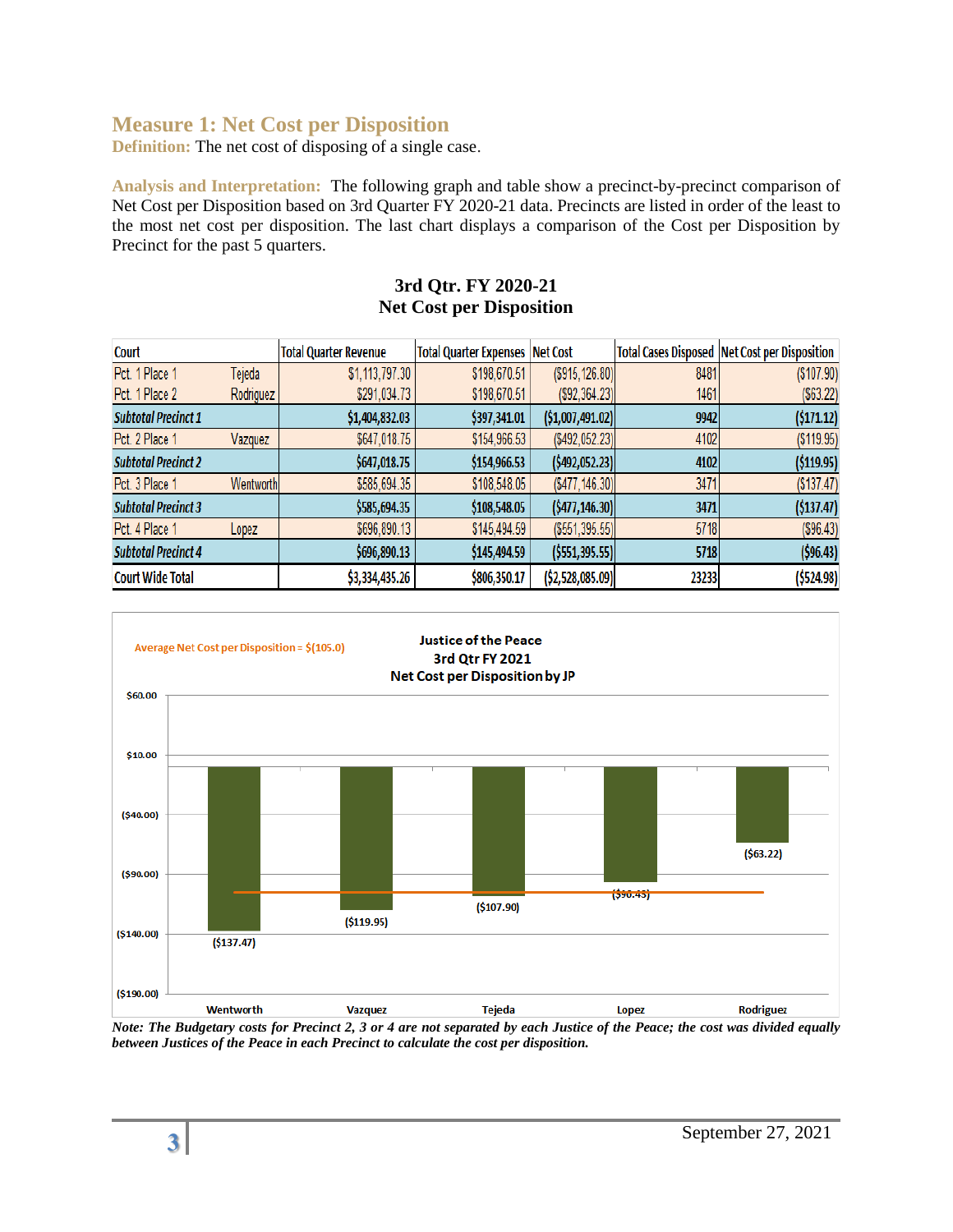## Measure 1: Net Cost per Disposition

**Definition:** The net cost of disposing of a single case.

**Analysis and Interpretation:** The following graph and table show a precinct-by-precinct comparison of Net Cost per Disposition based on 3rd Quarter FY 2020-21 data. Precincts are listed in order of the least to the most net cost per disposition. The last chart displays a comparison of the Cost per Disposition by Precinct for the past 5 quarters.

**3rd Qtr. FY 2020-21**
**Net Cost per Disposition**

| Court | | Total Quarter Revenue | Total Quarter Expenses | Net Cost | Total Cases Disposed | Net Cost per Disposition |
|---|---|---|---|---|---|---|
| Pct. 1 Place 1 | Tejeda | $1,113,797.30 | $198,670.51 | ($915,126.80) | 8481 | ($107.90) |
| Pct. 1 Place 2 | Rodriguez | $291,034.73 | $198,670.51 | ($92,364.23) | 1461 | ($63.22) |
| ***Subtotal Precinct 1*** | | **$1,404,832.03** | **$397,341.01** | **($1,007,491.02)** | **9942** | **($171.12)** |
| Pct. 2 Place 1 | Vazquez | $647,018.75 | $154,966.53 | ($492,052.23) | 4102 | ($119.95) |
| ***Subtotal Precinct 2*** | | **$647,018.75** | **$154,966.53** | **($492,052.23)** | **4102** | **($119.95)** |
| Pct. 3 Place 1 | Wentworth | $585,694.35 | $108,548.05 | ($477,146.30) | 3471 | ($137.47) |
| ***Subtotal Precinct 3*** | | **$585,694.35** | **$108,548.05** | **($477,146.30)** | **3471** | **($137.47)** |
| Pct. 4 Place 1 | Lopez | $696,890.13 | $145,494.59 | ($551,395.55) | 5718 | ($96.43) |
| ***Subtotal Precinct 4*** | | **$696,890.13** | **$145,494.59** | **($551,395.55)** | **5718** | **($96.43)** |
| Court Wide Total | | $3,334,435.26 | $806,350.17 | ($2,528,085.09) | 23233 | ($524.98) |

*Note: The Budgetary costs for Precinct 2, 3 or 4 are not separated by each Justice of the Peace; the cost was divided equally between Justices of the Peace in each Precinct to calculate the cost per disposition.*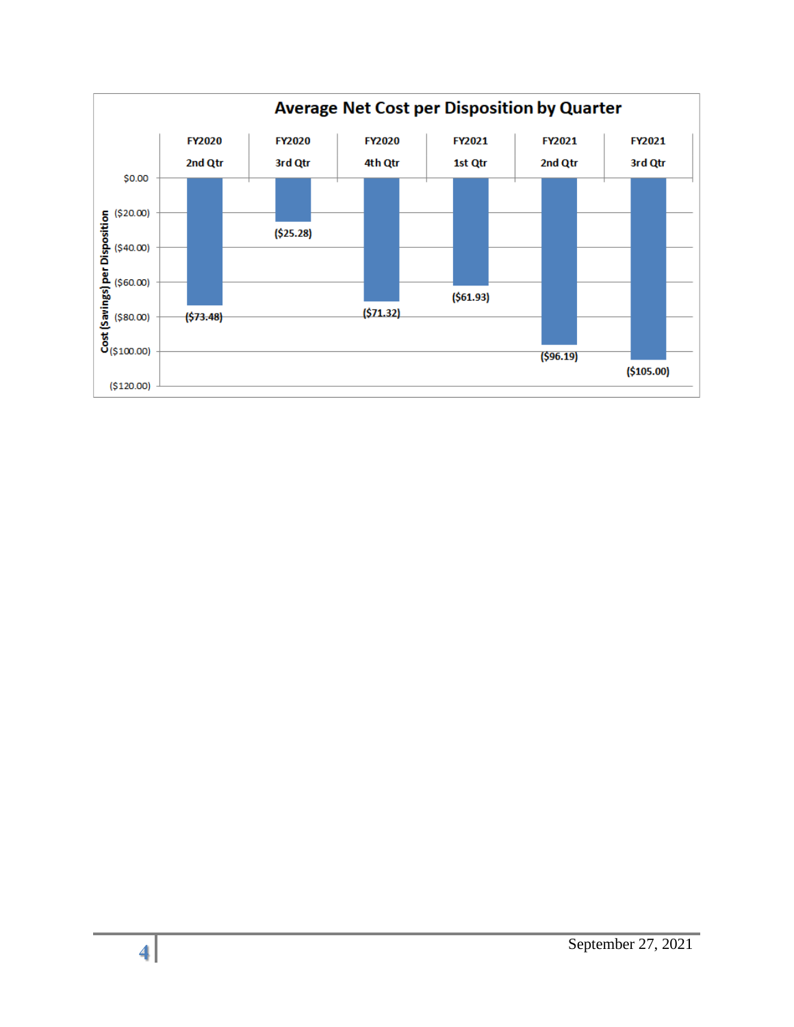**Average Net Cost per Disposition by Quarter**

| Quarter | Cost (Savings) per Disposition |
|---|---|
| FY2020 2nd Qtr | ($73.48) |
| FY2020 3rd Qtr | ($25.28) |
| FY2020 4th Qtr | ($71.32) |
| FY2021 1st Qtr | ($61.93) |
| FY2021 2nd Qtr | ($96.19) |
| FY2021 3rd Qtr | ($105.00) |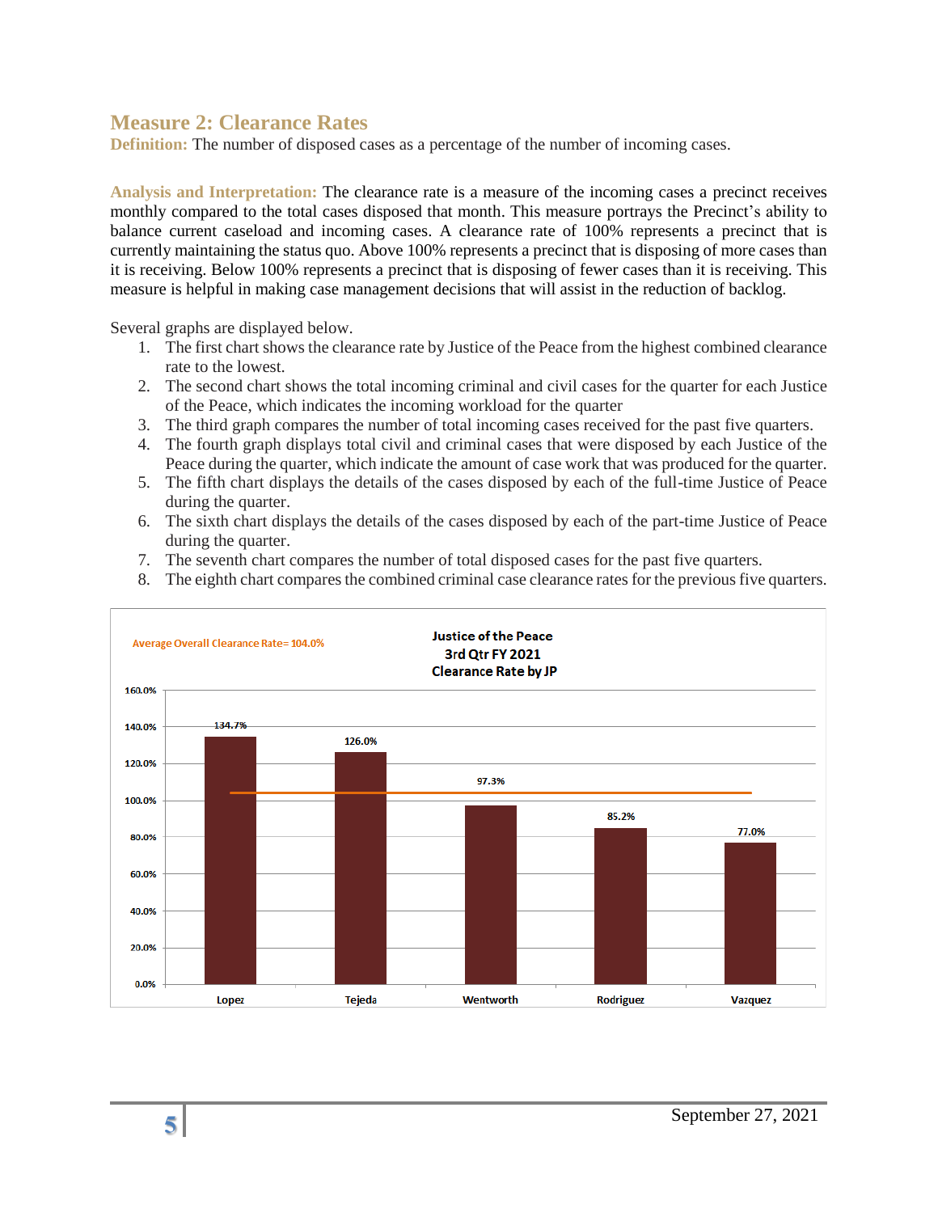## Measure 2: Clearance Rates

**Definition:** The number of disposed cases as a percentage of the number of incoming cases.

**Analysis and Interpretation:** The clearance rate is a measure of the incoming cases a precinct receives monthly compared to the total cases disposed that month. This measure portrays the Precinct's ability to balance current caseload and incoming cases. A clearance rate of 100% represents a precinct that is currently maintaining the status quo. Above 100% represents a precinct that is disposing of more cases than it is receiving. Below 100% represents a precinct that is disposing of fewer cases than it is receiving. This measure is helpful in making case management decisions that will assist in the reduction of backlog.

Several graphs are displayed below.

1. The first chart shows the clearance rate by Justice of the Peace from the highest combined clearance rate to the lowest.
2. The second chart shows the total incoming criminal and civil cases for the quarter for each Justice of the Peace, which indicates the incoming workload for the quarter
3. The third graph compares the number of total incoming cases received for the past five quarters.
4. The fourth graph displays total civil and criminal cases that were disposed by each Justice of the Peace during the quarter, which indicate the amount of case work that was produced for the quarter.
5. The fifth chart displays the details of the cases disposed by each of the full-time Justice of Peace during the quarter.
6. The sixth chart displays the details of the cases disposed by each of the part-time Justice of Peace during the quarter.
7. The seventh chart compares the number of total disposed cases for the past five quarters.
8. The eighth chart compares the combined criminal case clearance rates for the previous five quarters.

**Justice of the Peace**
**3rd Qtr FY 2021**
**Clearance Rate by JP**

Average Overall Clearance Rate= 104.0%

| JP | Clearance Rate |
|---|---|
| Lopez | 134.7% |
| Tejeda | 126.0% |
| Wentworth | 97.3% |
| Rodriguez | 85.2% |
| Vazquez | 77.0% |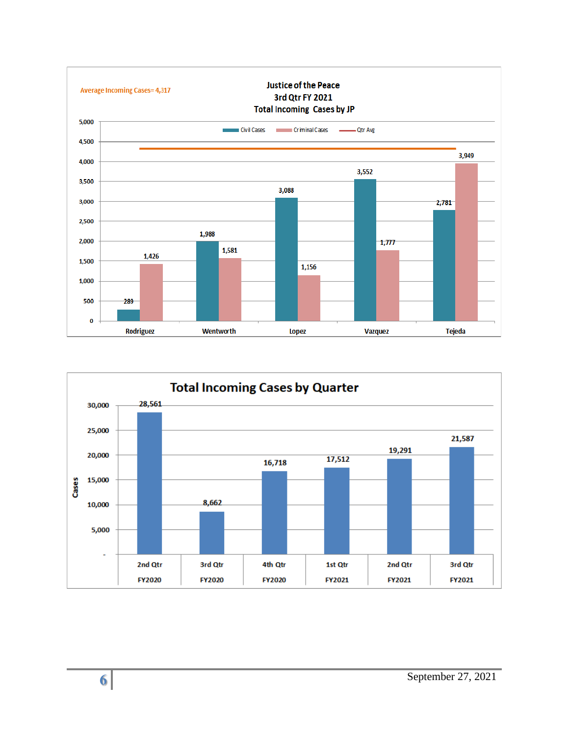## Justice of the Peace
### 3rd Qtr FY 2021
### Total Incoming Cases by JP

Average Incoming Cases= 4,317

| JP | Civil Cases | Criminal Cases |
|---|---|---|
| Rodriguez | 289 | 1,426 |
| Wentworth | 1,988 | 1,581 |
| Lopez | 3,088 | 1,156 |
| Vazquez | 3,552 | 1,777 |
| Tejeda | 2,781 | 3,949 |

## Total Incoming Cases by Quarter

| Quarter | Cases |
|---|---|
| 2nd Qtr FY2020 | 28,561 |
| 3rd Qtr FY2020 | 8,662 |
| 4th Qtr FY2020 | 16,718 |
| 1st Qtr FY2021 | 17,512 |
| 2nd Qtr FY2021 | 19,291 |
| 3rd Qtr FY2021 | 21,587 |

September 27, 2021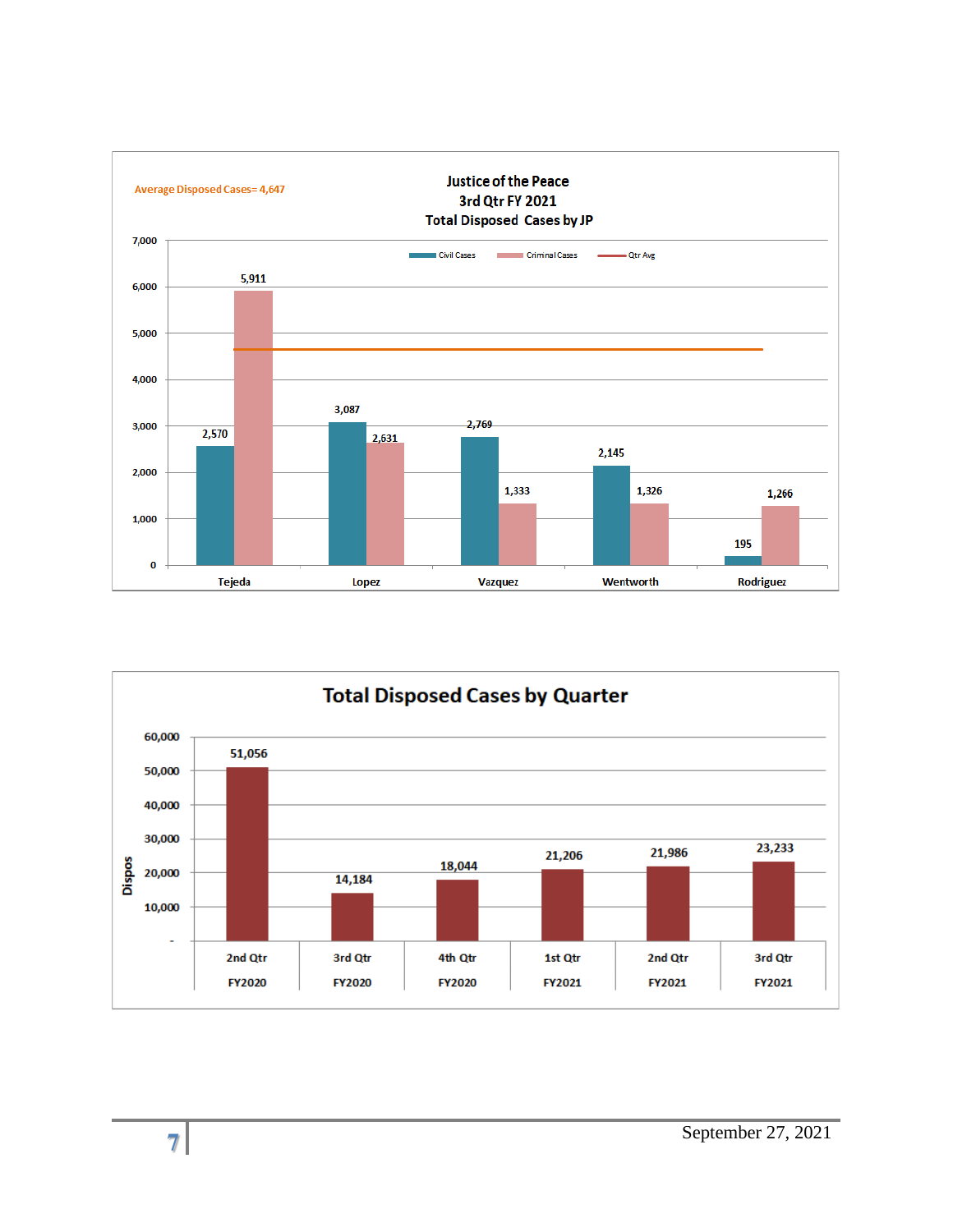## Justice of the Peace
### 3rd Qtr FY 2021
### Total Disposed Cases by JP

Average Disposed Cases= 4,647

| JP | Civil Cases | Criminal Cases |
|---|---|---|
| Tejeda | 2,570 | 5,911 |
| Lopez | 3,087 | 2,631 |
| Vazquez | 2,769 | 1,333 |
| Wentworth | 2,145 | 1,326 |
| Rodriguez | 195 | 1,266 |

Qtr Avg: 4,647

## Total Disposed Cases by Quarter

| Quarter | Dispos |
|---|---|
| 2nd Qtr FY2020 | 51,056 |
| 3rd Qtr FY2020 | 14,184 |
| 4th Qtr FY2020 | 18,044 |
| 1st Qtr FY2021 | 21,206 |
| 2nd Qtr FY2021 | 21,986 |
| 3rd Qtr FY2021 | 23,233 |

September 27, 2021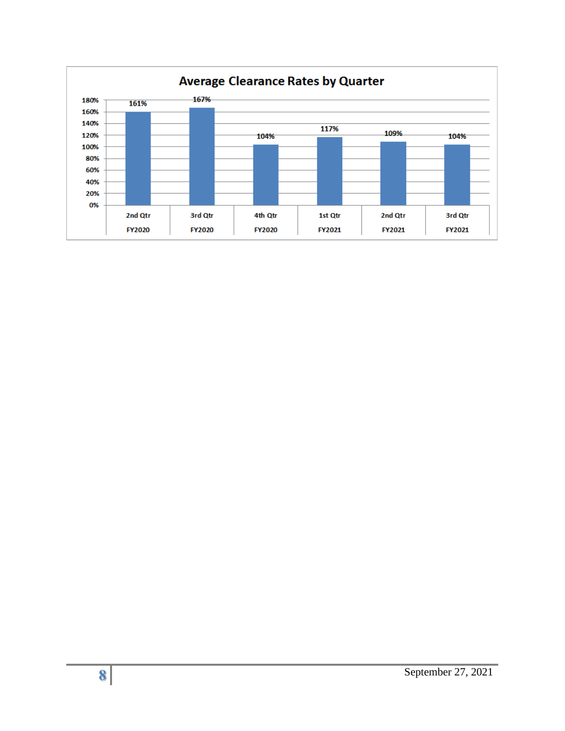**Average Clearance Rates by Quarter**

| Quarter | Average Clearance Rate |
|---|---|
| 2nd Qtr FY2020 | 161% |
| 3rd Qtr FY2020 | 167% |
| 4th Qtr FY2020 | 104% |
| 1st Qtr FY2021 | 117% |
| 2nd Qtr FY2021 | 109% |
| 3rd Qtr FY2021 | 104% |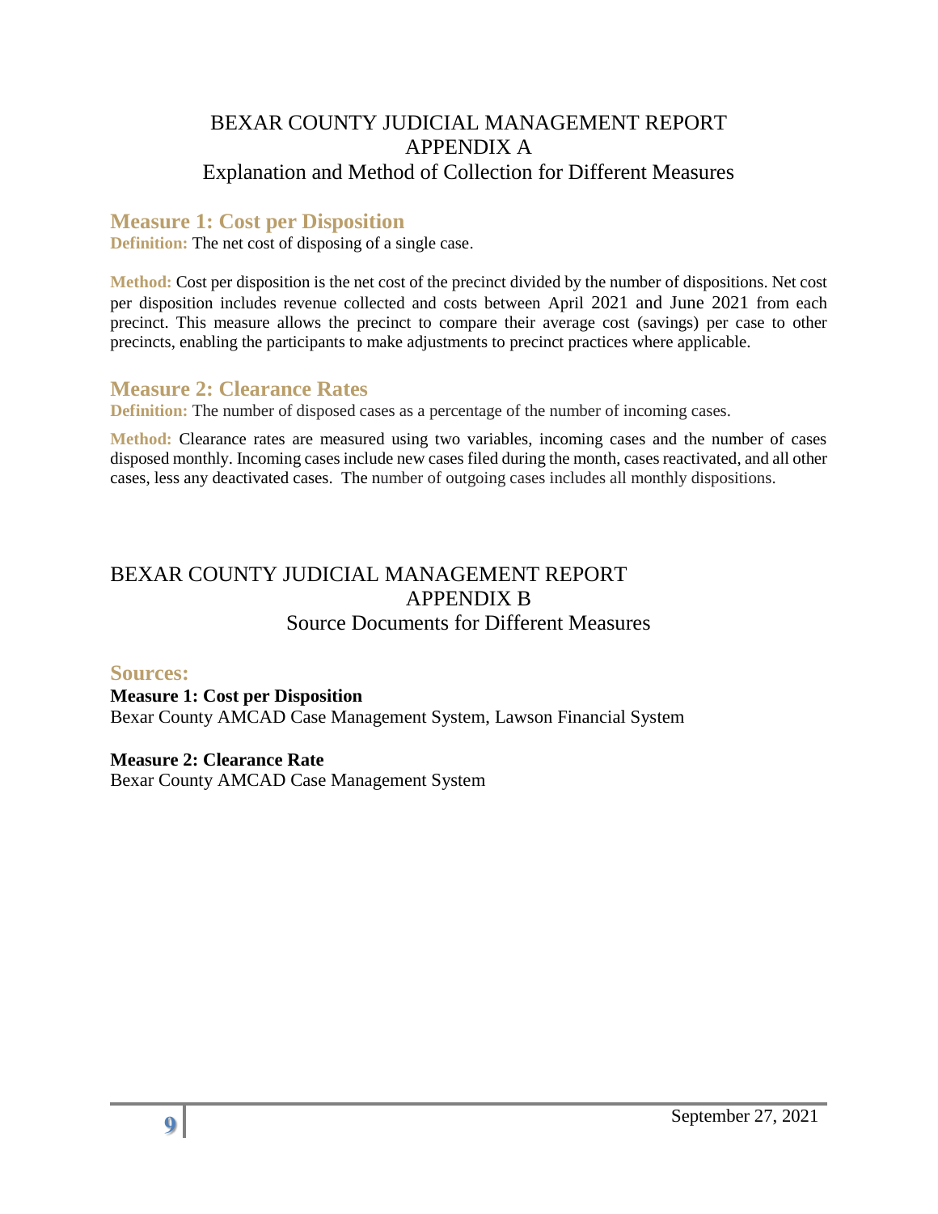# BEXAR COUNTY JUDICIAL MANAGEMENT REPORT
# APPENDIX A
## Explanation and Method of Collection for Different Measures

### Measure 1: Cost per Disposition

**Definition:** The net cost of disposing of a single case.

**Method:** Cost per disposition is the net cost of the precinct divided by the number of dispositions. Net cost per disposition includes revenue collected and costs between April 2021 and June 2021 from each precinct. This measure allows the precinct to compare their average cost (savings) per case to other precincts, enabling the participants to make adjustments to precinct practices where applicable.

### Measure 2: Clearance Rates

**Definition:** The number of disposed cases as a percentage of the number of incoming cases.

**Method:** Clearance rates are measured using two variables, incoming cases and the number of cases disposed monthly. Incoming cases include new cases filed during the month, cases reactivated, and all other cases, less any deactivated cases. The number of outgoing cases includes all monthly dispositions.

# BEXAR COUNTY JUDICIAL MANAGEMENT REPORT
# APPENDIX B
## Source Documents for Different Measures

### Sources:

**Measure 1: Cost per Disposition**
Bexar County AMCAD Case Management System, Lawson Financial System

**Measure 2: Clearance Rate**
Bexar County AMCAD Case Management System

September 27, 2021